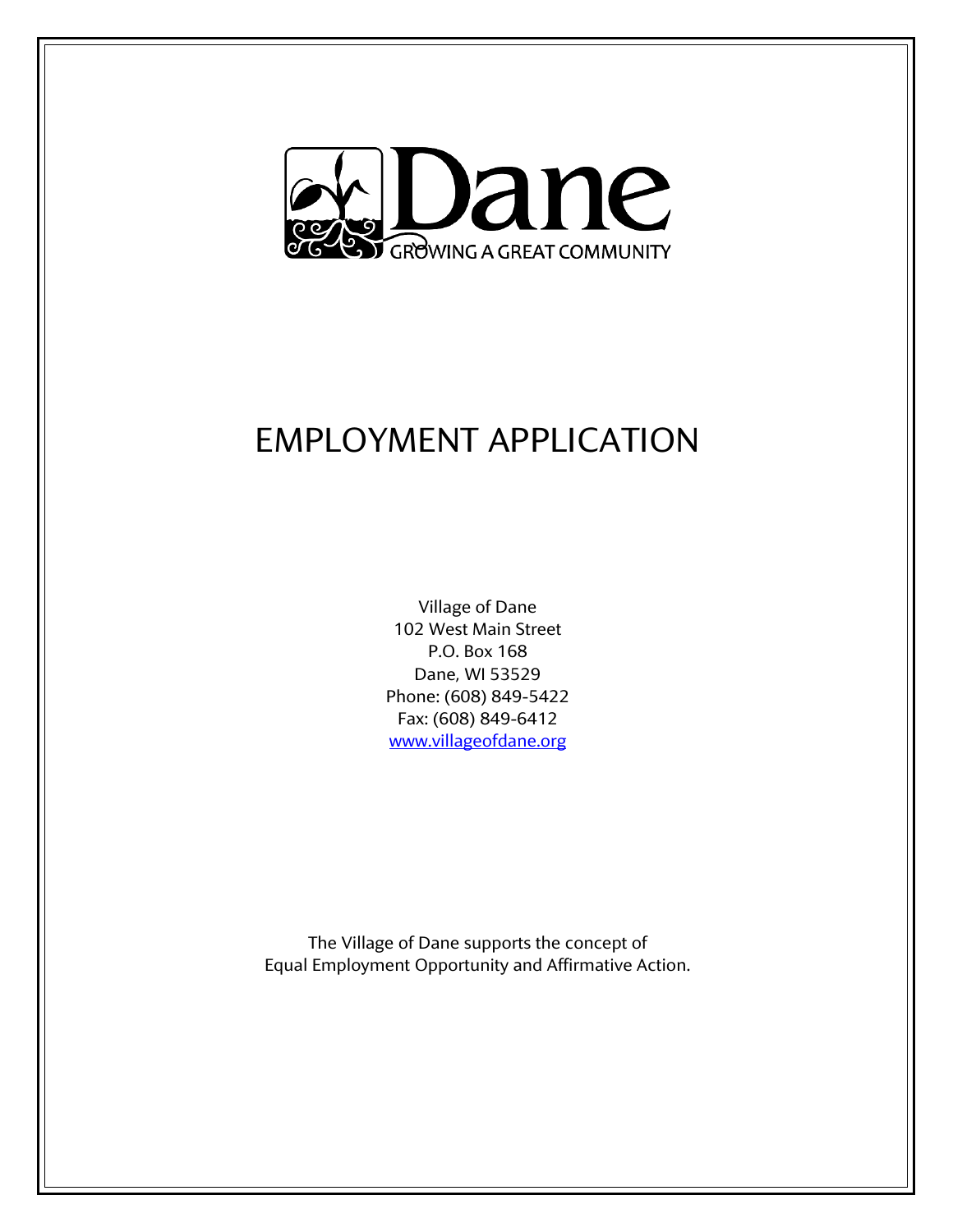Dane

GROWING A GREAT COMMUNITY

# EMPLOYMENT APPLICATION

Village of Dane
102 West Main Street
P.O. Box 168
Dane, WI 53529
Phone: (608) 849-5422
Fax: (608) 849-6412
www.villageofdane.org

The Village of Dane supports the concept of
Equal Employment Opportunity and Affirmative Action.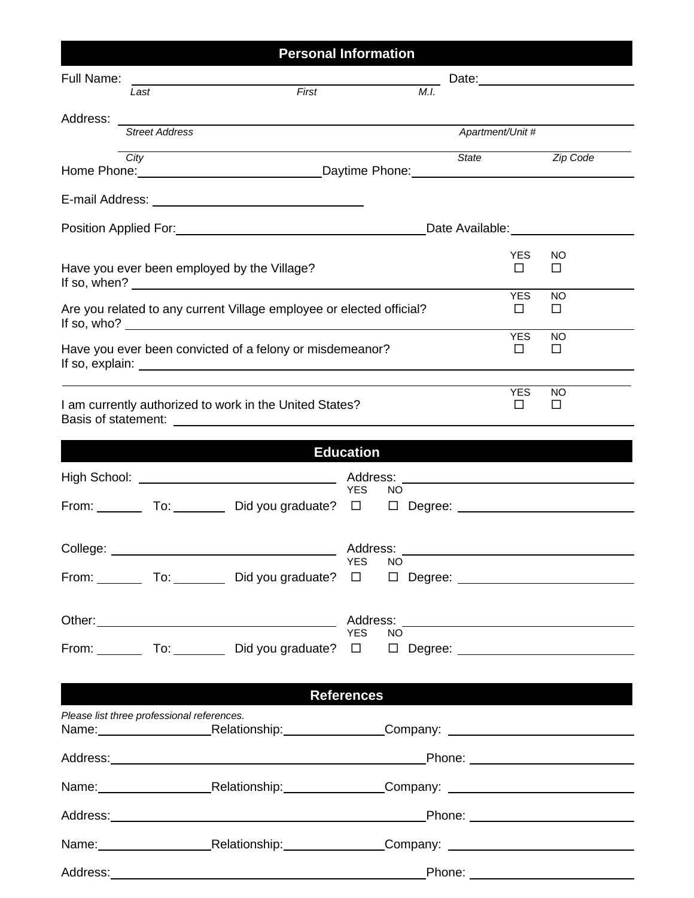## Personal Information

Full Name: ______________________________________ Date: ____________________

*Last* *First* *M.I.*

Address: ______________________________________________________________

*Street Address* *Apartment/Unit #*

______________________________________________________________

*City* *State* *Zip Code*

Home Phone: ________________________ Daytime Phone: ____________________________

E-mail Address: ____________________________

Position Applied For: ________________________________ Date Available: ________________

| | YES | NO |
|---|---|---|
| Have you ever been employed by the Village? | ☐ | ☐ |

If so, when? ______________________________________________________________

| | YES | NO |
|---|---|---|
| Are you related to any current Village employee or elected official? | ☐ | ☐ |

If so, who? ______________________________________________________________

| | YES | NO |
|---|---|---|
| Have you ever been convicted of a felony or misdemeanor? | ☐ | ☐ |

If so, explain: ______________________________________________________________

______________________________________________________________

| | YES | NO |
|---|---|---|
| I am currently authorized to work in the United States? | ☐ | ☐ |

Basis of statement: ______________________________________________________________

## Education

High School: __________________________ Address: ________________________________

From: ______ To: _______ Did you graduate? YES ☐ NO ☐ Degree: ______________________

College: ______________________________ Address: ________________________________

From: ______ To: _______ Did you graduate? YES ☐ NO ☐ Degree: ______________________

Other: ________________________________ Address: ________________________________

From: ______ To: _______ Did you graduate? YES ☐ NO ☐ Degree: ______________________

## References

*Please list three professional references.*

Name: _______________ Relationship: _____________ Company: _________________________

Address: ______________________________________________ Phone: ______________________

Name: _______________ Relationship: _____________ Company: _________________________

Address: ______________________________________________ Phone: ______________________

Name: _______________ Relationship: _____________ Company: _________________________

Address: ______________________________________________ Phone: ______________________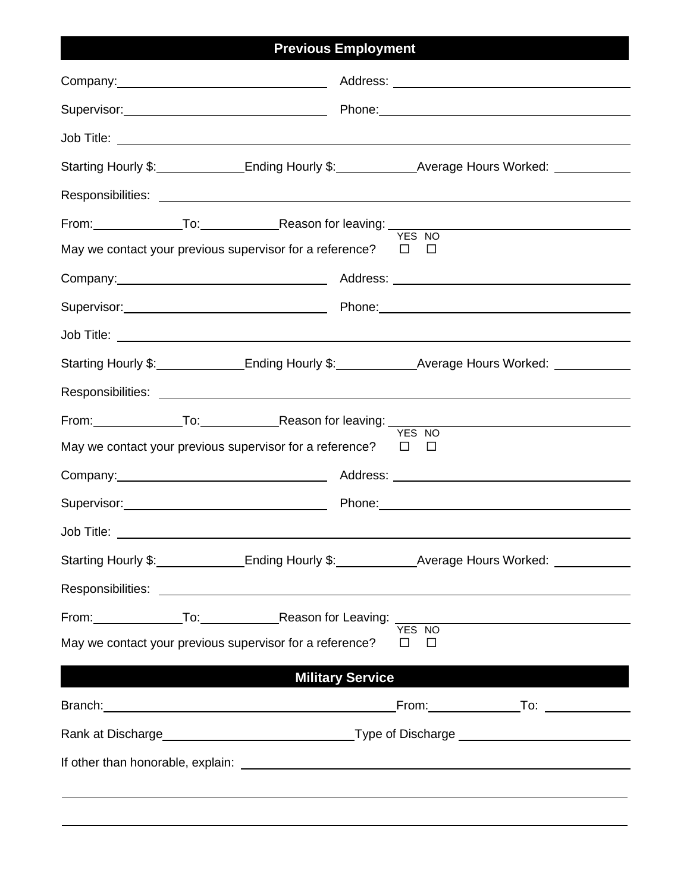## Previous Employment

Company: ______________________________ Address: ______________________________

Supervisor: ______________________________ Phone: ______________________________

Job Title: ____________________________________________________________

Starting Hourly $: __________ Ending Hourly $: __________ Average Hours Worked: __________

Responsibilities: ____________________________________________________________

From: __________ To: __________ Reason for leaving: ______________________________

May we contact your previous supervisor for a reference? YES ☐ NO ☐

Company: ______________________________ Address: ______________________________

Supervisor: ______________________________ Phone: ______________________________

Job Title: ____________________________________________________________

Starting Hourly $: __________ Ending Hourly $: __________ Average Hours Worked: __________

Responsibilities: ____________________________________________________________

From: __________ To: __________ Reason for leaving: ______________________________

May we contact your previous supervisor for a reference? YES ☐ NO ☐

Company: ______________________________ Address: ______________________________

Supervisor: ______________________________ Phone: ______________________________

Job Title: ____________________________________________________________

Starting Hourly $: __________ Ending Hourly $: __________ Average Hours Worked: __________

Responsibilities: ____________________________________________________________

From: __________ To: __________ Reason for Leaving: ______________________________

May we contact your previous supervisor for a reference? YES ☐ NO ☐

## Military Service

Branch: ______________________________ From: __________ To: __________

Rank at Discharge ______________________________ Type of Discharge ______________________________

If other than honorable, explain: ____________________________________________________________

____________________________________________________________

____________________________________________________________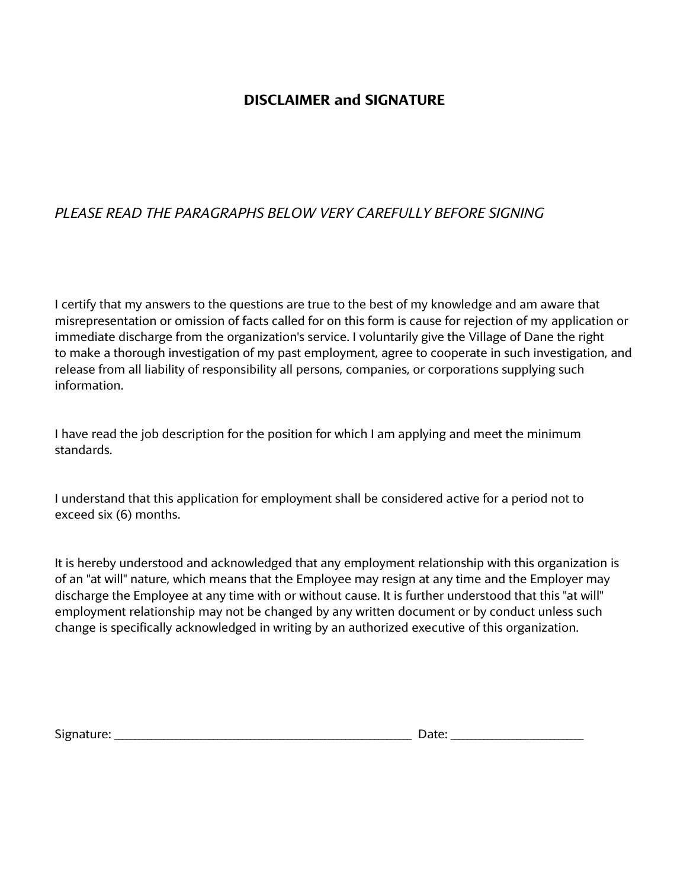## DISCLAIMER and SIGNATURE

*PLEASE READ THE PARAGRAPHS BELOW VERY CAREFULLY BEFORE SIGNING*

I certify that my answers to the questions are true to the best of my knowledge and am aware that misrepresentation or omission of facts called for on this form is cause for rejection of my application or immediate discharge from the organization's service. I voluntarily give the Village of Dane the right to make a thorough investigation of my past employment, agree to cooperate in such investigation, and release from all liability of responsibility all persons, companies, or corporations supplying such information.

I have read the job description for the position for which I am applying and meet the minimum standards.

I understand that this application for employment shall be considered active for a period not to exceed six (6) months.

It is hereby understood and acknowledged that any employment relationship with this organization is of an "at will" nature, which means that the Employee may resign at any time and the Employer may discharge the Employee at any time with or without cause. It is further understood that this "at will" employment relationship may not be changed by any written document or by conduct unless such change is specifically acknowledged in writing by an authorized executive of this organization.

Signature: ________________________________________________ Date: _____________________